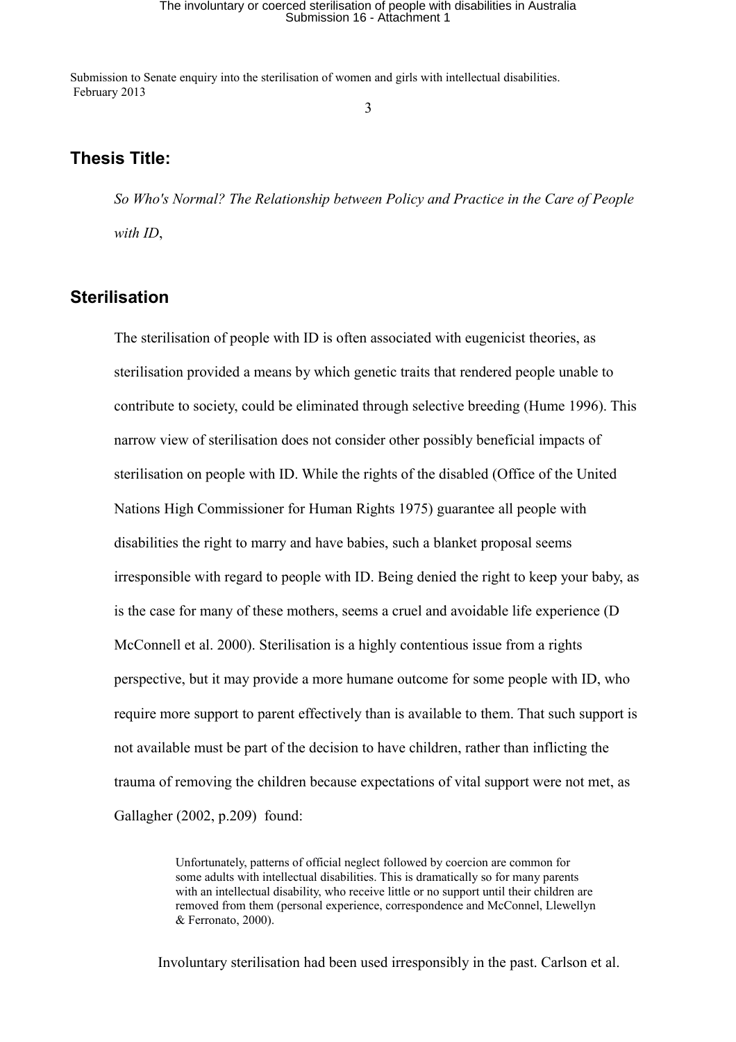Submission to Senate enquiry into the sterilisation of women and girls with intellectual disabilities.
February 2013

## Thesis Title:

*So Who's Normal? The Relationship between Policy and Practice in the Care of People with ID*,

## Sterilisation

The sterilisation of people with ID is often associated with eugenicist theories, as sterilisation provided a means by which genetic traits that rendered people unable to contribute to society, could be eliminated through selective breeding (Hume 1996). This narrow view of sterilisation does not consider other possibly beneficial impacts of sterilisation on people with ID. While the rights of the disabled (Office of the United Nations High Commissioner for Human Rights 1975) guarantee all people with disabilities the right to marry and have babies, such a blanket proposal seems irresponsible with regard to people with ID. Being denied the right to keep your baby, as is the case for many of these mothers, seems a cruel and avoidable life experience (D McConnell et al. 2000). Sterilisation is a highly contentious issue from a rights perspective, but it may provide a more humane outcome for some people with ID, who require more support to parent effectively than is available to them. That such support is not available must be part of the decision to have children, rather than inflicting the trauma of removing the children because expectations of vital support were not met, as Gallagher (2002, p.209) found:

> Unfortunately, patterns of official neglect followed by coercion are common for some adults with intellectual disabilities. This is dramatically so for many parents with an intellectual disability, who receive little or no support until their children are removed from them (personal experience, correspondence and McConnel, Llewellyn & Ferronato, 2000).

Involuntary sterilisation had been used irresponsibly in the past. Carlson et al.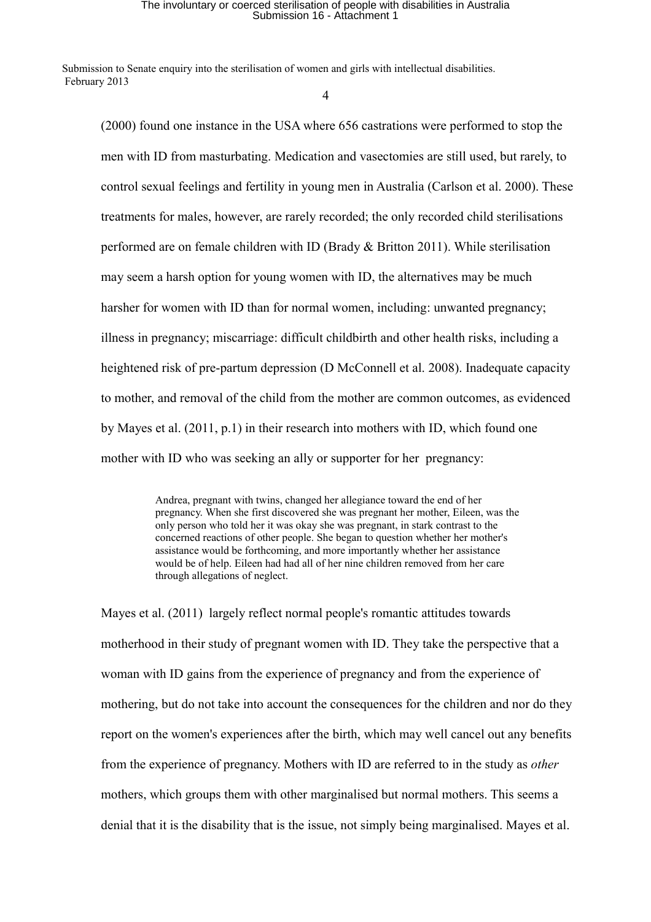(2000) found one instance in the USA where 656 castrations were performed to stop the men with ID from masturbating. Medication and vasectomies are still used, but rarely, to control sexual feelings and fertility in young men in Australia (Carlson et al. 2000). These treatments for males, however, are rarely recorded; the only recorded child sterilisations performed are on female children with ID (Brady & Britton 2011). While sterilisation may seem a harsh option for young women with ID, the alternatives may be much harsher for women with ID than for normal women, including: unwanted pregnancy; illness in pregnancy; miscarriage: difficult childbirth and other health risks, including a heightened risk of pre-partum depression (D McConnell et al. 2008). Inadequate capacity to mother, and removal of the child from the mother are common outcomes, as evidenced by Mayes et al. (2011, p.1) in their research into mothers with ID, which found one mother with ID who was seeking an ally or supporter for her pregnancy:

> Andrea, pregnant with twins, changed her allegiance toward the end of her pregnancy. When she first discovered she was pregnant her mother, Eileen, was the only person who told her it was okay she was pregnant, in stark contrast to the concerned reactions of other people. She began to question whether her mother's assistance would be forthcoming, and more importantly whether her assistance would be of help. Eileen had had all of her nine children removed from her care through allegations of neglect.

Mayes et al. (2011) largely reflect normal people's romantic attitudes towards motherhood in their study of pregnant women with ID. They take the perspective that a woman with ID gains from the experience of pregnancy and from the experience of mothering, but do not take into account the consequences for the children and nor do they report on the women's experiences after the birth, which may well cancel out any benefits from the experience of pregnancy. Mothers with ID are referred to in the study as *other* mothers, which groups them with other marginalised but normal mothers. This seems a denial that it is the disability that is the issue, not simply being marginalised. Mayes et al.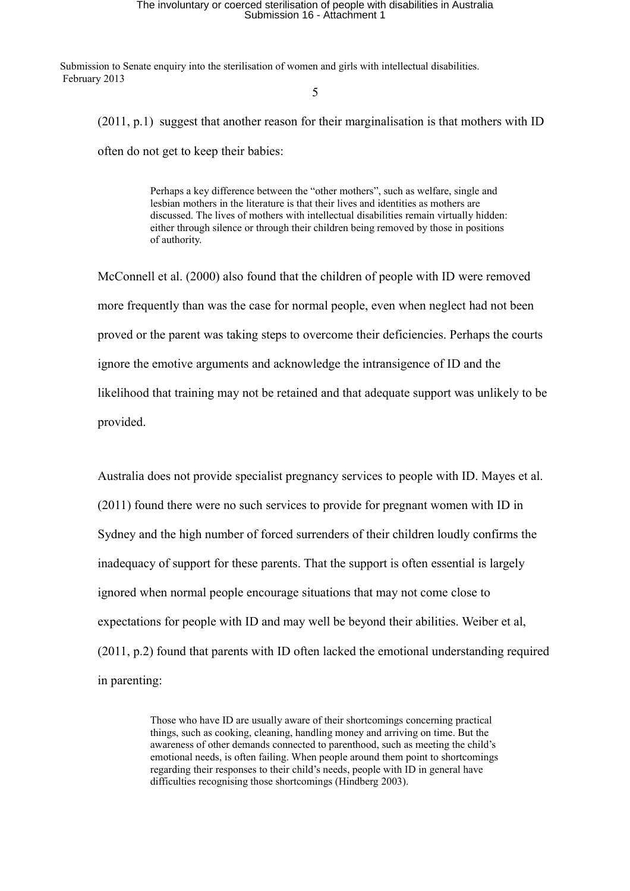(2011, p.1) suggest that another reason for their marginalisation is that mothers with ID often do not get to keep their babies:

> Perhaps a key difference between the “other mothers”, such as welfare, single and lesbian mothers in the literature is that their lives and identities as mothers are discussed. The lives of mothers with intellectual disabilities remain virtually hidden: either through silence or through their children being removed by those in positions of authority.

McConnell et al. (2000) also found that the children of people with ID were removed more frequently than was the case for normal people, even when neglect had not been proved or the parent was taking steps to overcome their deficiencies. Perhaps the courts ignore the emotive arguments and acknowledge the intransigence of ID and the likelihood that training may not be retained and that adequate support was unlikely to be provided.

Australia does not provide specialist pregnancy services to people with ID. Mayes et al. (2011) found there were no such services to provide for pregnant women with ID in Sydney and the high number of forced surrenders of their children loudly confirms the inadequacy of support for these parents. That the support is often essential is largely ignored when normal people encourage situations that may not come close to expectations for people with ID and may well be beyond their abilities. Weiber et al, (2011, p.2) found that parents with ID often lacked the emotional understanding required in parenting:

> Those who have ID are usually aware of their shortcomings concerning practical things, such as cooking, cleaning, handling money and arriving on time. But the awareness of other demands connected to parenthood, such as meeting the child’s emotional needs, is often failing. When people around them point to shortcomings regarding their responses to their child’s needs, people with ID in general have difficulties recognising those shortcomings (Hindberg 2003).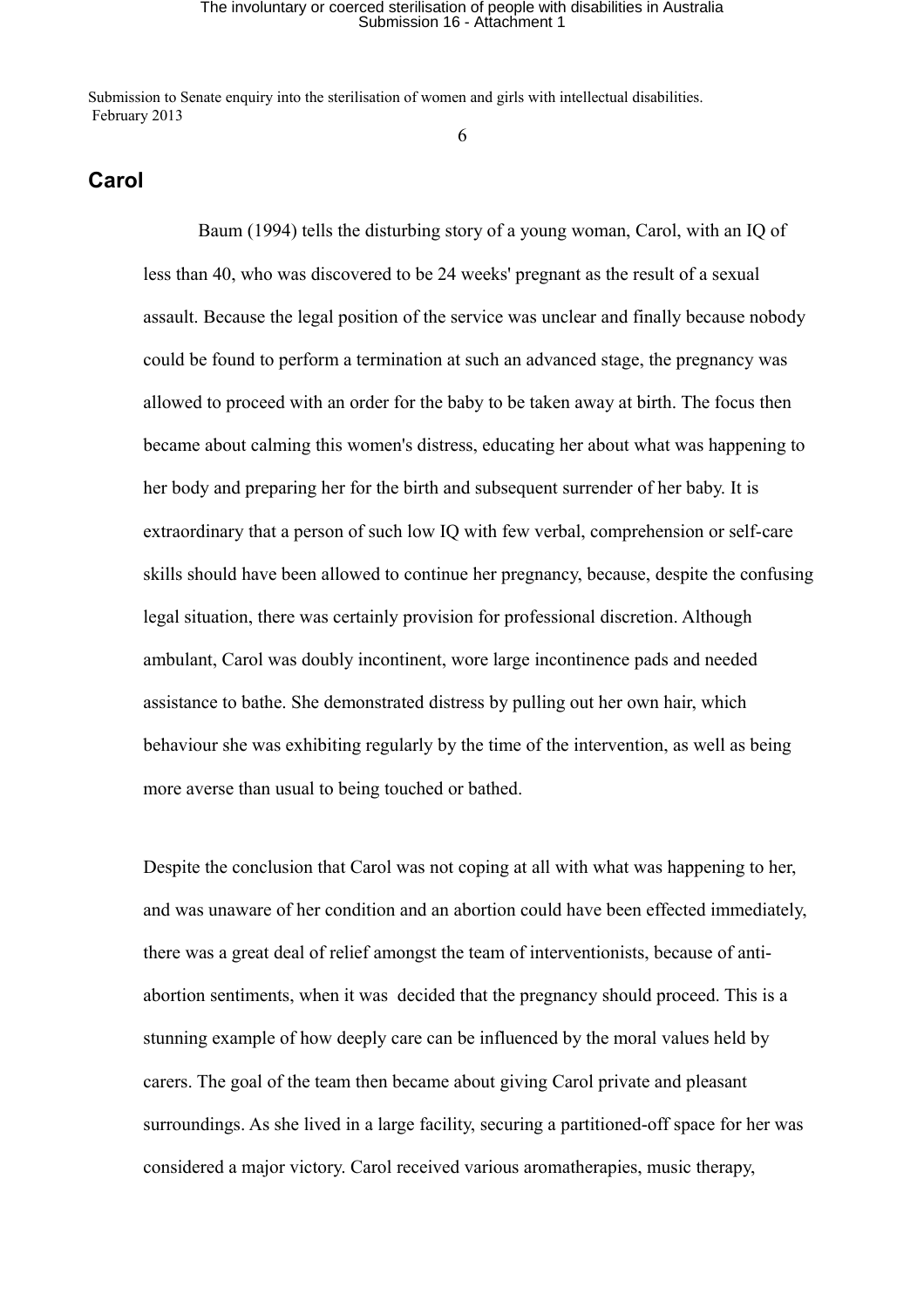Submission to Senate enquiry into the sterilisation of women and girls with intellectual disabilities. February 2013

## Carol

Baum (1994) tells the disturbing story of a young woman, Carol, with an IQ of less than 40, who was discovered to be 24 weeks' pregnant as the result of a sexual assault. Because the legal position of the service was unclear and finally because nobody could be found to perform a termination at such an advanced stage, the pregnancy was allowed to proceed with an order for the baby to be taken away at birth. The focus then became about calming this women's distress, educating her about what was happening to her body and preparing her for the birth and subsequent surrender of her baby. It is extraordinary that a person of such low IQ with few verbal, comprehension or self-care skills should have been allowed to continue her pregnancy, because, despite the confusing legal situation, there was certainly provision for professional discretion. Although ambulant, Carol was doubly incontinent, wore large incontinence pads and needed assistance to bathe. She demonstrated distress by pulling out her own hair, which behaviour she was exhibiting regularly by the time of the intervention, as well as being more averse than usual to being touched or bathed.

Despite the conclusion that Carol was not coping at all with what was happening to her, and was unaware of her condition and an abortion could have been effected immediately, there was a great deal of relief amongst the team of interventionists, because of anti-abortion sentiments, when it was decided that the pregnancy should proceed. This is a stunning example of how deeply care can be influenced by the moral values held by carers. The goal of the team then became about giving Carol private and pleasant surroundings. As she lived in a large facility, securing a partitioned-off space for her was considered a major victory. Carol received various aromatherapies, music therapy,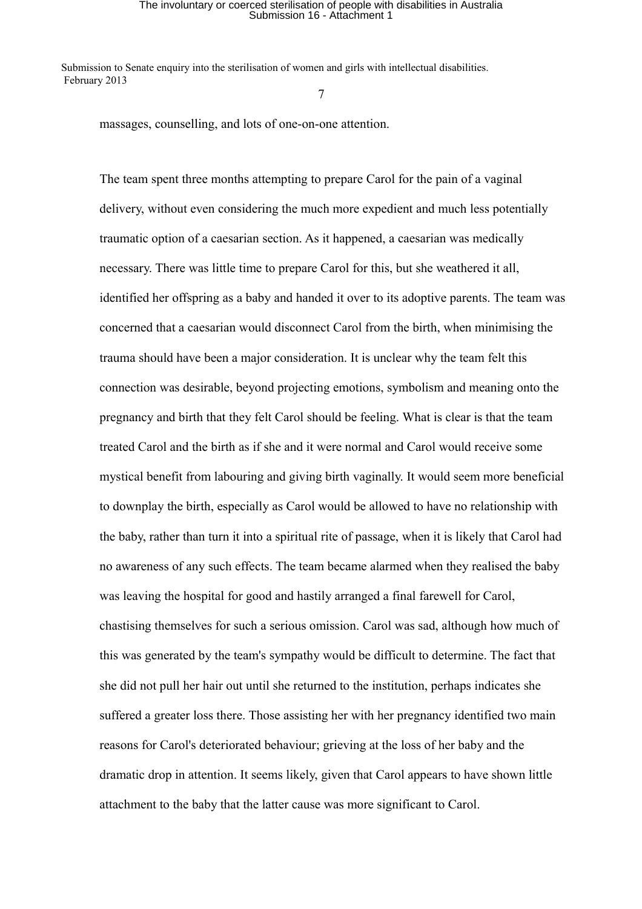massages, counselling, and lots of one-on-one attention.

The team spent three months attempting to prepare Carol for the pain of a vaginal delivery, without even considering the much more expedient and much less potentially traumatic option of a caesarian section. As it happened, a caesarian was medically necessary. There was little time to prepare Carol for this, but she weathered it all, identified her offspring as a baby and handed it over to its adoptive parents. The team was concerned that a caesarian would disconnect Carol from the birth, when minimising the trauma should have been a major consideration. It is unclear why the team felt this connection was desirable, beyond projecting emotions, symbolism and meaning onto the pregnancy and birth that they felt Carol should be feeling. What is clear is that the team treated Carol and the birth as if she and it were normal and Carol would receive some mystical benefit from labouring and giving birth vaginally. It would seem more beneficial to downplay the birth, especially as Carol would be allowed to have no relationship with the baby, rather than turn it into a spiritual rite of passage, when it is likely that Carol had no awareness of any such effects. The team became alarmed when they realised the baby was leaving the hospital for good and hastily arranged a final farewell for Carol, chastising themselves for such a serious omission. Carol was sad, although how much of this was generated by the team's sympathy would be difficult to determine. The fact that she did not pull her hair out until she returned to the institution, perhaps indicates she suffered a greater loss there. Those assisting her with her pregnancy identified two main reasons for Carol's deteriorated behaviour; grieving at the loss of her baby and the dramatic drop in attention. It seems likely, given that Carol appears to have shown little attachment to the baby that the latter cause was more significant to Carol.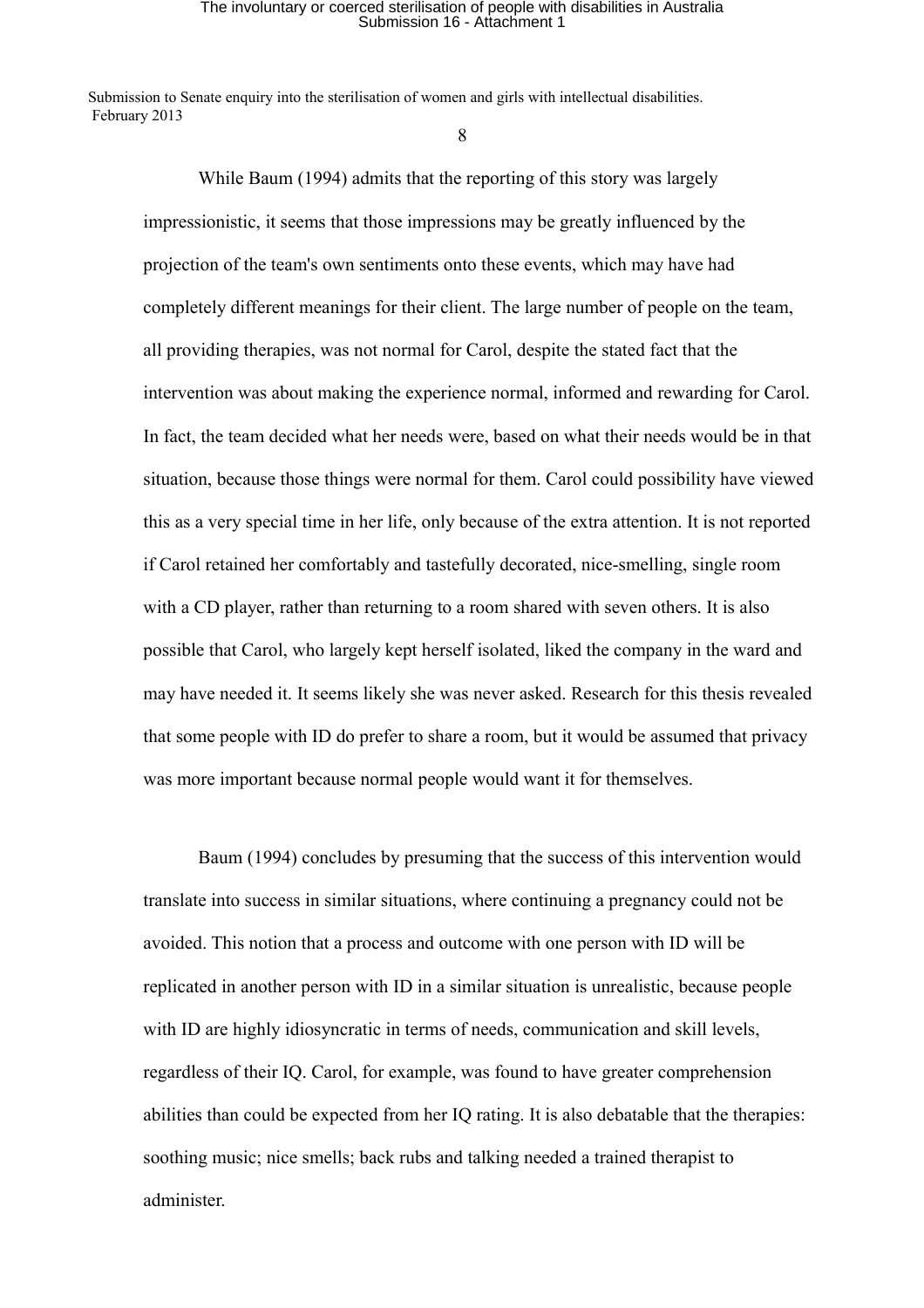While Baum (1994) admits that the reporting of this story was largely impressionistic, it seems that those impressions may be greatly influenced by the projection of the team's own sentiments onto these events, which may have had completely different meanings for their client. The large number of people on the team, all providing therapies, was not normal for Carol, despite the stated fact that the intervention was about making the experience normal, informed and rewarding for Carol. In fact, the team decided what her needs were, based on what their needs would be in that situation, because those things were normal for them. Carol could possibility have viewed this as a very special time in her life, only because of the extra attention. It is not reported if Carol retained her comfortably and tastefully decorated, nice-smelling, single room with a CD player, rather than returning to a room shared with seven others. It is also possible that Carol, who largely kept herself isolated, liked the company in the ward and may have needed it. It seems likely she was never asked. Research for this thesis revealed that some people with ID do prefer to share a room, but it would be assumed that privacy was more important because normal people would want it for themselves.

Baum (1994) concludes by presuming that the success of this intervention would translate into success in similar situations, where continuing a pregnancy could not be avoided. This notion that a process and outcome with one person with ID will be replicated in another person with ID in a similar situation is unrealistic, because people with ID are highly idiosyncratic in terms of needs, communication and skill levels, regardless of their IQ. Carol, for example, was found to have greater comprehension abilities than could be expected from her IQ rating. It is also debatable that the therapies: soothing music; nice smells; back rubs and talking needed a trained therapist to administer.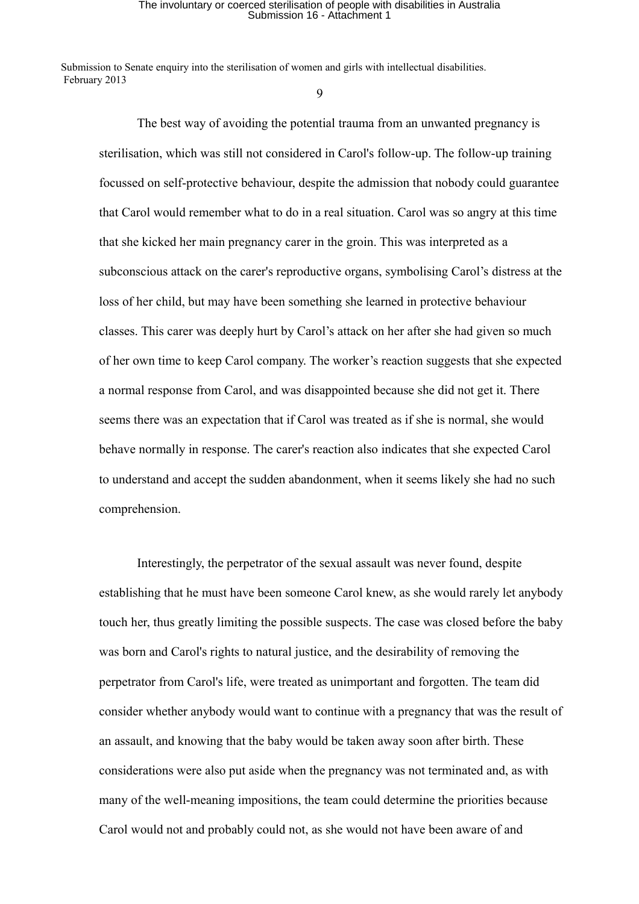The best way of avoiding the potential trauma from an unwanted pregnancy is sterilisation, which was still not considered in Carol's follow-up. The follow-up training focussed on self-protective behaviour, despite the admission that nobody could guarantee that Carol would remember what to do in a real situation. Carol was so angry at this time that she kicked her main pregnancy carer in the groin. This was interpreted as a subconscious attack on the carer's reproductive organs, symbolising Carol's distress at the loss of her child, but may have been something she learned in protective behaviour classes. This carer was deeply hurt by Carol's attack on her after she had given so much of her own time to keep Carol company. The worker's reaction suggests that she expected a normal response from Carol, and was disappointed because she did not get it. There seems there was an expectation that if Carol was treated as if she is normal, she would behave normally in response. The carer's reaction also indicates that she expected Carol to understand and accept the sudden abandonment, when it seems likely she had no such comprehension.

Interestingly, the perpetrator of the sexual assault was never found, despite establishing that he must have been someone Carol knew, as she would rarely let anybody touch her, thus greatly limiting the possible suspects. The case was closed before the baby was born and Carol's rights to natural justice, and the desirability of removing the perpetrator from Carol's life, were treated as unimportant and forgotten. The team did consider whether anybody would want to continue with a pregnancy that was the result of an assault, and knowing that the baby would be taken away soon after birth. These considerations were also put aside when the pregnancy was not terminated and, as with many of the well-meaning impositions, the team could determine the priorities because Carol would not and probably could not, as she would not have been aware of and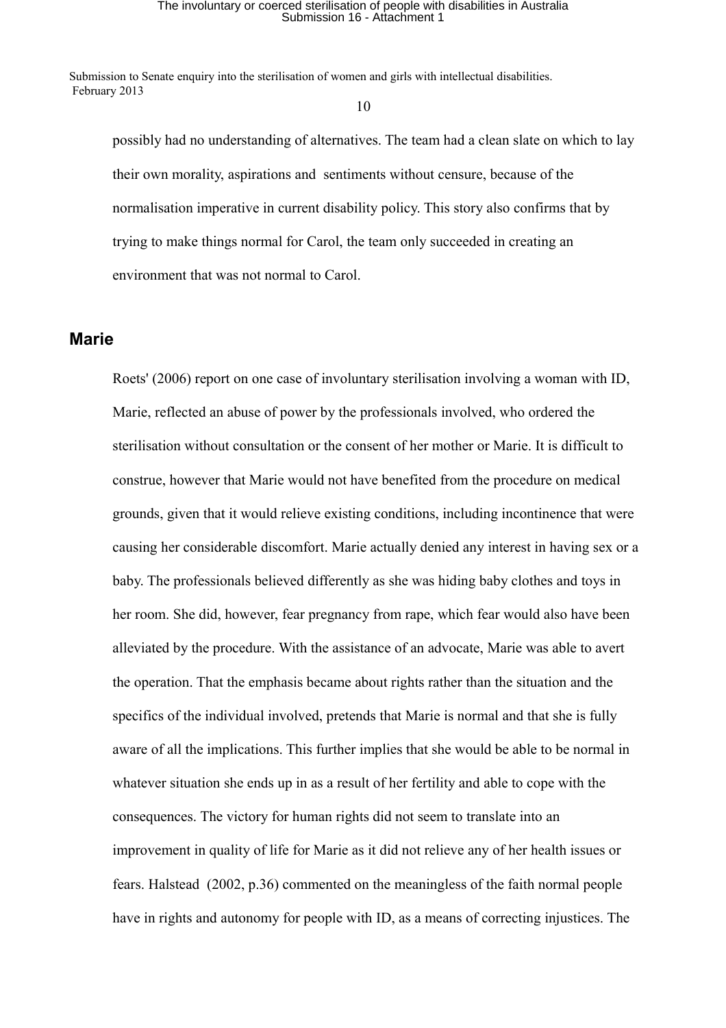possibly had no understanding of alternatives. The team had a clean slate on which to lay their own morality, aspirations and sentiments without censure, because of the normalisation imperative in current disability policy. This story also confirms that by trying to make things normal for Carol, the team only succeeded in creating an environment that was not normal to Carol.

## Marie

Roets' (2006) report on one case of involuntary sterilisation involving a woman with ID, Marie, reflected an abuse of power by the professionals involved, who ordered the sterilisation without consultation or the consent of her mother or Marie. It is difficult to construe, however that Marie would not have benefited from the procedure on medical grounds, given that it would relieve existing conditions, including incontinence that were causing her considerable discomfort. Marie actually denied any interest in having sex or a baby. The professionals believed differently as she was hiding baby clothes and toys in her room. She did, however, fear pregnancy from rape, which fear would also have been alleviated by the procedure. With the assistance of an advocate, Marie was able to avert the operation. That the emphasis became about rights rather than the situation and the specifics of the individual involved, pretends that Marie is normal and that she is fully aware of all the implications. This further implies that she would be able to be normal in whatever situation she ends up in as a result of her fertility and able to cope with the consequences. The victory for human rights did not seem to translate into an improvement in quality of life for Marie as it did not relieve any of her health issues or fears. Halstead (2002, p.36) commented on the meaningless of the faith normal people have in rights and autonomy for people with ID, as a means of correcting injustices. The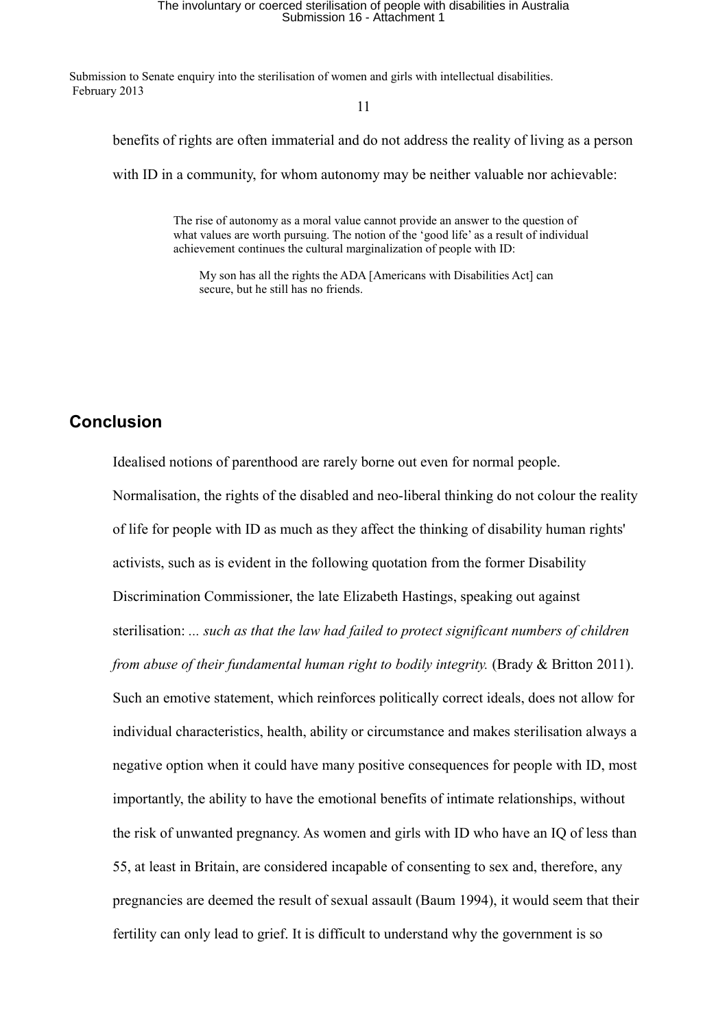benefits of rights are often immaterial and do not address the reality of living as a person with ID in a community, for whom autonomy may be neither valuable nor achievable:

> The rise of autonomy as a moral value cannot provide an answer to the question of what values are worth pursuing. The notion of the 'good life' as a result of individual achievement continues the cultural marginalization of people with ID:
>
> > My son has all the rights the ADA [Americans with Disabilities Act] can secure, but he still has no friends.

## Conclusion

Idealised notions of parenthood are rarely borne out even for normal people. Normalisation, the rights of the disabled and neo-liberal thinking do not colour the reality of life for people with ID as much as they affect the thinking of disability human rights' activists, such as is evident in the following quotation from the former Disability Discrimination Commissioner, the late Elizabeth Hastings, speaking out against sterilisation: *... such as that the law had failed to protect significant numbers of children from abuse of their fundamental human right to bodily integrity.* (Brady & Britton 2011). Such an emotive statement, which reinforces politically correct ideals, does not allow for individual characteristics, health, ability or circumstance and makes sterilisation always a negative option when it could have many positive consequences for people with ID, most importantly, the ability to have the emotional benefits of intimate relationships, without the risk of unwanted pregnancy. As women and girls with ID who have an IQ of less than 55, at least in Britain, are considered incapable of consenting to sex and, therefore, any pregnancies are deemed the result of sexual assault (Baum 1994), it would seem that their fertility can only lead to grief. It is difficult to understand why the government is so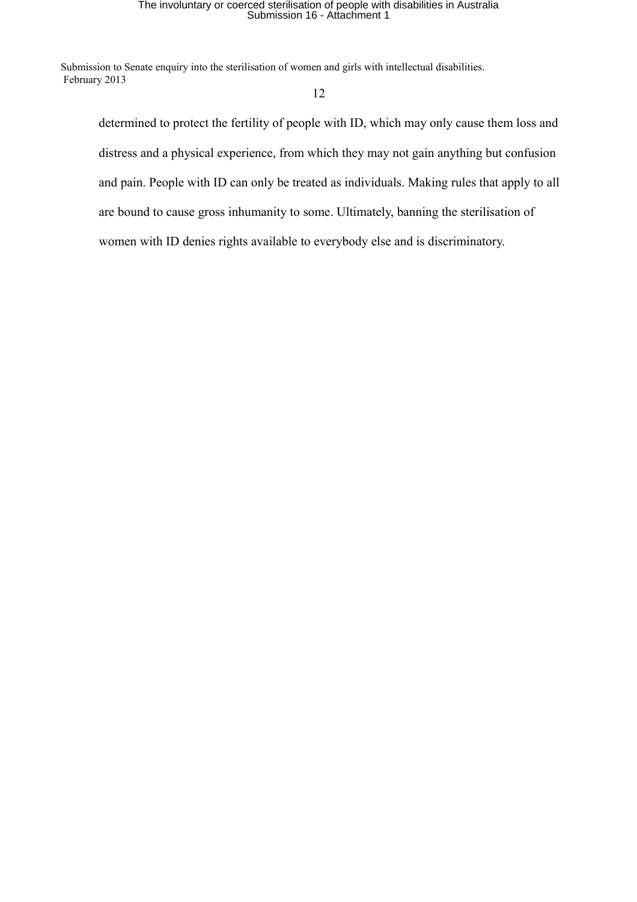determined to protect the fertility of people with ID, which may only cause them loss and distress and a physical experience, from which they may not gain anything but confusion and pain. People with ID can only be treated as individuals. Making rules that apply to all are bound to cause gross inhumanity to some. Ultimately, banning the sterilisation of women with ID denies rights available to everybody else and is discriminatory.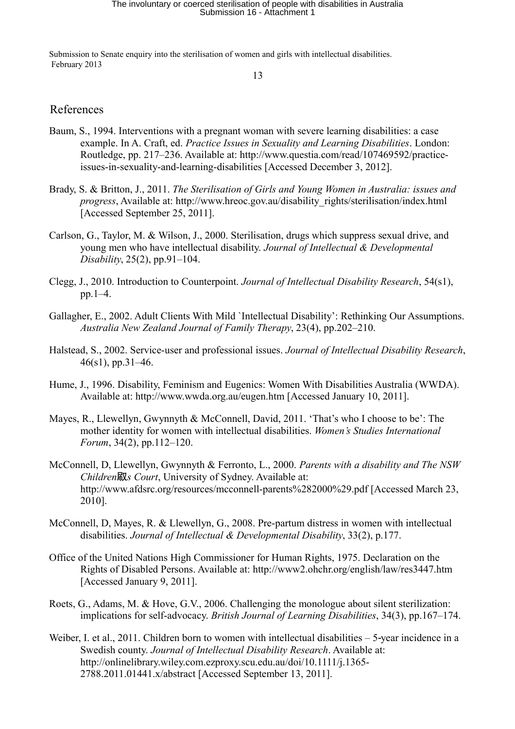Submission to Senate enquiry into the sterilisation of women and girls with intellectual disabilities.
February 2013

## References

Baum, S., 1994. Interventions with a pregnant woman with severe learning disabilities: a case example. In A. Craft, ed. *Practice Issues in Sexuality and Learning Disabilities*. London: Routledge, pp. 217–236. Available at: http://www.questia.com/read/107469592/practice-issues-in-sexuality-and-learning-disabilities [Accessed December 3, 2012].

Brady, S. & Britton, J., 2011. *The Sterilisation of Girls and Young Women in Australia: issues and progress*, Available at: http://www.hreoc.gov.au/disability_rights/sterilisation/index.html [Accessed September 25, 2011].

Carlson, G., Taylor, M. & Wilson, J., 2000. Sterilisation, drugs which suppress sexual drive, and young men who have intellectual disability. *Journal of Intellectual & Developmental Disability*, 25(2), pp.91–104.

Clegg, J., 2010. Introduction to Counterpoint. *Journal of Intellectual Disability Research*, 54(s1), pp.1–4.

Gallagher, E., 2002. Adult Clients With Mild `Intellectual Disability': Rethinking Our Assumptions. *Australia New Zealand Journal of Family Therapy*, 23(4), pp.202–210.

Halstead, S., 2002. Service-user and professional issues. *Journal of Intellectual Disability Research*, 46(s1), pp.31–46.

Hume, J., 1996. Disability, Feminism and Eugenics: Women With Disabilities Australia (WWDA). Available at: http://www.wwda.org.au/eugen.htm [Accessed January 10, 2011].

Mayes, R., Llewellyn, Gwynnyth & McConnell, David, 2011. 'That's who I choose to be': The mother identity for women with intellectual disabilities. *Women's Studies International Forum*, 34(2), pp.112–120.

McConnell, D, Llewellyn, Gwynnyth & Ferronto, L., 2000. *Parents with a disability and The NSW Children叔s Court*, University of Sydney. Available at: http://www.afdsrc.org/resources/mcconnell-parents%282000%29.pdf [Accessed March 23, 2010].

McConnell, D, Mayes, R. & Llewellyn, G., 2008. Pre-partum distress in women with intellectual disabilities. *Journal of Intellectual & Developmental Disability*, 33(2), p.177.

Office of the United Nations High Commissioner for Human Rights, 1975. Declaration on the Rights of Disabled Persons. Available at: http://www2.ohchr.org/english/law/res3447.htm [Accessed January 9, 2011].

Roets, G., Adams, M. & Hove, G.V., 2006. Challenging the monologue about silent sterilization: implications for self-advocacy. *British Journal of Learning Disabilities*, 34(3), pp.167–174.

Weiber, I. et al., 2011. Children born to women with intellectual disabilities – 5-year incidence in a Swedish county. *Journal of Intellectual Disability Research*. Available at: http://onlinelibrary.wiley.com.ezproxy.scu.edu.au/doi/10.1111/j.1365-2788.2011.01441.x/abstract [Accessed September 13, 2011].